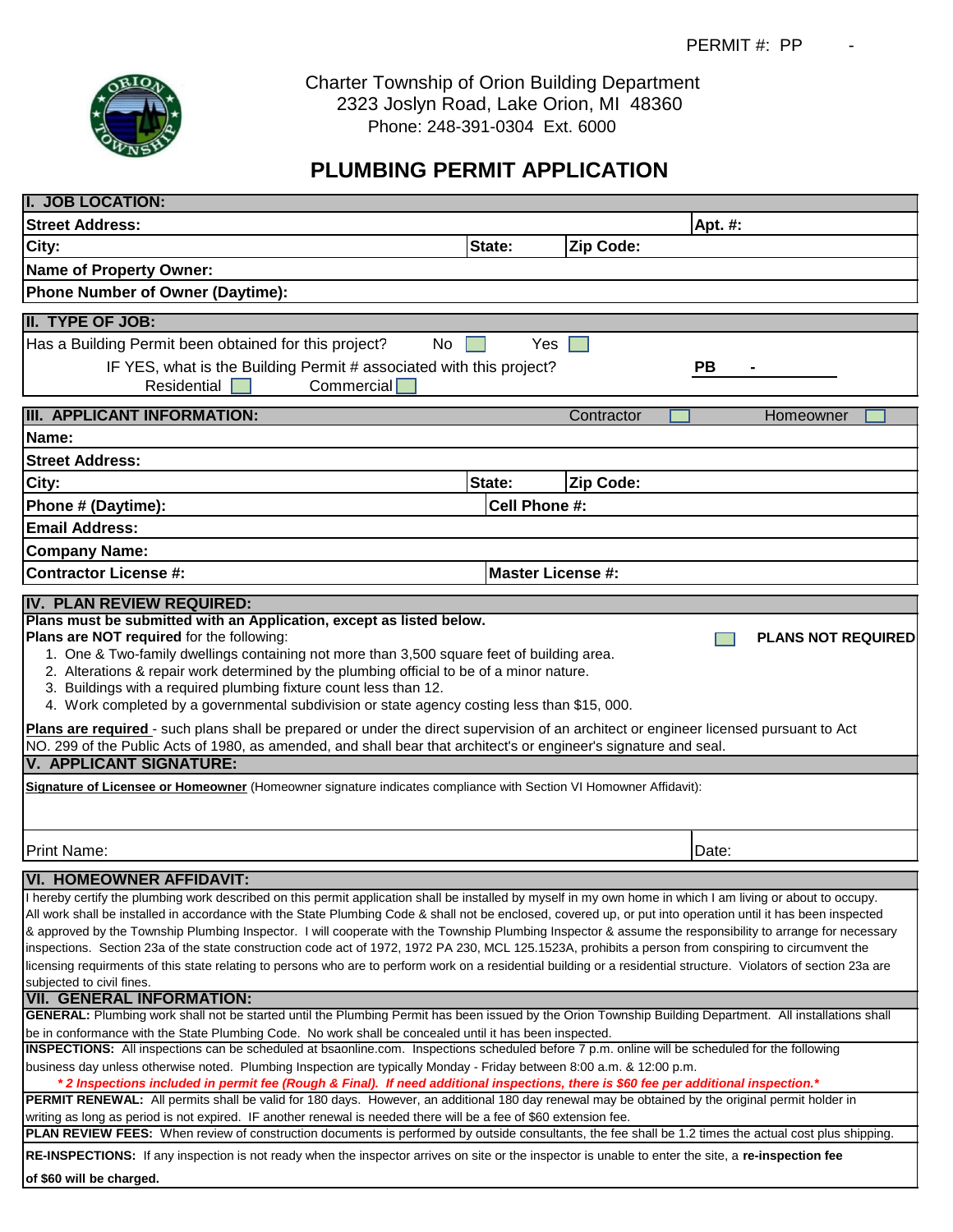PERMIT #: PP -

Charter Township of Orion Building Department
2323 Joslyn Road, Lake Orion, MI 48360
Phone: 248-391-0304 Ext. 6000

# PLUMBING PERMIT APPLICATION

## I. JOB LOCATION:

| | | |
|---|---|---|
| **Street Address:** | | **Apt. #:** |
| **City:** | **State:** | **Zip Code:** |
| **Name of Property Owner:** | | |
| **Phone Number of Owner (Daytime):** | | |

## II. TYPE OF JOB:

Has a Building Permit been obtained for this project? No ☐ Yes ☐

IF YES, what is the Building Permit # associated with this project? **PB -**

Residential ☐ Commercial ☐

## III. APPLICANT INFORMATION:

Contractor ☐ Homeowner ☐

| | |
|---|---|
| **Name:** | |
| **Street Address:** | |
| **City:** | **State:** **Zip Code:** |
| **Phone # (Daytime):** | **Cell Phone #:** |
| **Email Address:** | |
| **Company Name:** | |
| **Contractor License #:** | **Master License #:** |

## IV. PLAN REVIEW REQUIRED:

**Plans must be submitted with an Application, except as listed below.**

**Plans are NOT required** for the following: ☐ **PLANS NOT REQUIRED**

1. One & Two-family dwellings containing not more than 3,500 square feet of building area.
2. Alterations & repair work determined by the plumbing official to be of a minor nature.
3. Buildings with a required plumbing fixture count less than 12.
4. Work completed by a governmental subdivision or state agency costing less than $15, 000.

**Plans are required** - such plans shall be prepared or under the direct supervision of an architect or engineer licensed pursuant to Act NO. 299 of the Public Acts of 1980, as amended, and shall bear that architect's or engineer's signature and seal.

## V. APPLICANT SIGNATURE:

**Signature of Licensee or Homeowner** (Homeowner signature indicates compliance with Section VI Homowner Affidavit):

Print Name: Date:

## VI. HOMEOWNER AFFIDAVIT:

I hereby certify the plumbing work described on this permit application shall be installed by myself in my own home in which I am living or about to occupy. All work shall be installed in accordance with the State Plumbing Code & shall not be enclosed, covered up, or put into operation until it has been inspected & approved by the Township Plumbing Inspector. I will cooperate with the Township Plumbing Inspector & assume the responsibility to arrange for necessary inspections. Section 23a of the state construction code act of 1972, 1972 PA 230, MCL 125.1523A, prohibits a person from conspiring to circumvent the licensing requirments of this state relating to persons who are to perform work on a residential building or a residential structure. Violators of section 23a are subjected to civil fines.

## VII. GENERAL INFORMATION:

**GENERAL:** Plumbing work shall not be started until the Plumbing Permit has been issued by the Orion Township Building Department. All installations shall be in conformance with the State Plumbing Code. No work shall be concealed until it has been inspected.

**INSPECTIONS:** All inspections can be scheduled at bsaonline.com. Inspections scheduled before 7 p.m. online will be scheduled for the following business day unless otherwise noted. Plumbing Inspection are typically Monday - Friday between 8:00 a.m. & 12:00 p.m.

***\* 2 Inspections included in permit fee (Rough & Final). If need additional inspections, there is $60 fee per additional inspection.\****

**PERMIT RENEWAL:** All permits shall be valid for 180 days. However, an additional 180 day renewal may be obtained by the original permit holder in writing as long as period is not expired. IF another renewal is needed there will be a fee of $60 extension fee.

**PLAN REVIEW FEES:** When review of construction documents is performed by outside consultants, the fee shall be 1.2 times the actual cost plus shipping.

**RE-INSPECTIONS:** If any inspection is not ready when the inspector arrives on site or the inspector is unable to enter the site, a **re-inspection fee of $60 will be charged.**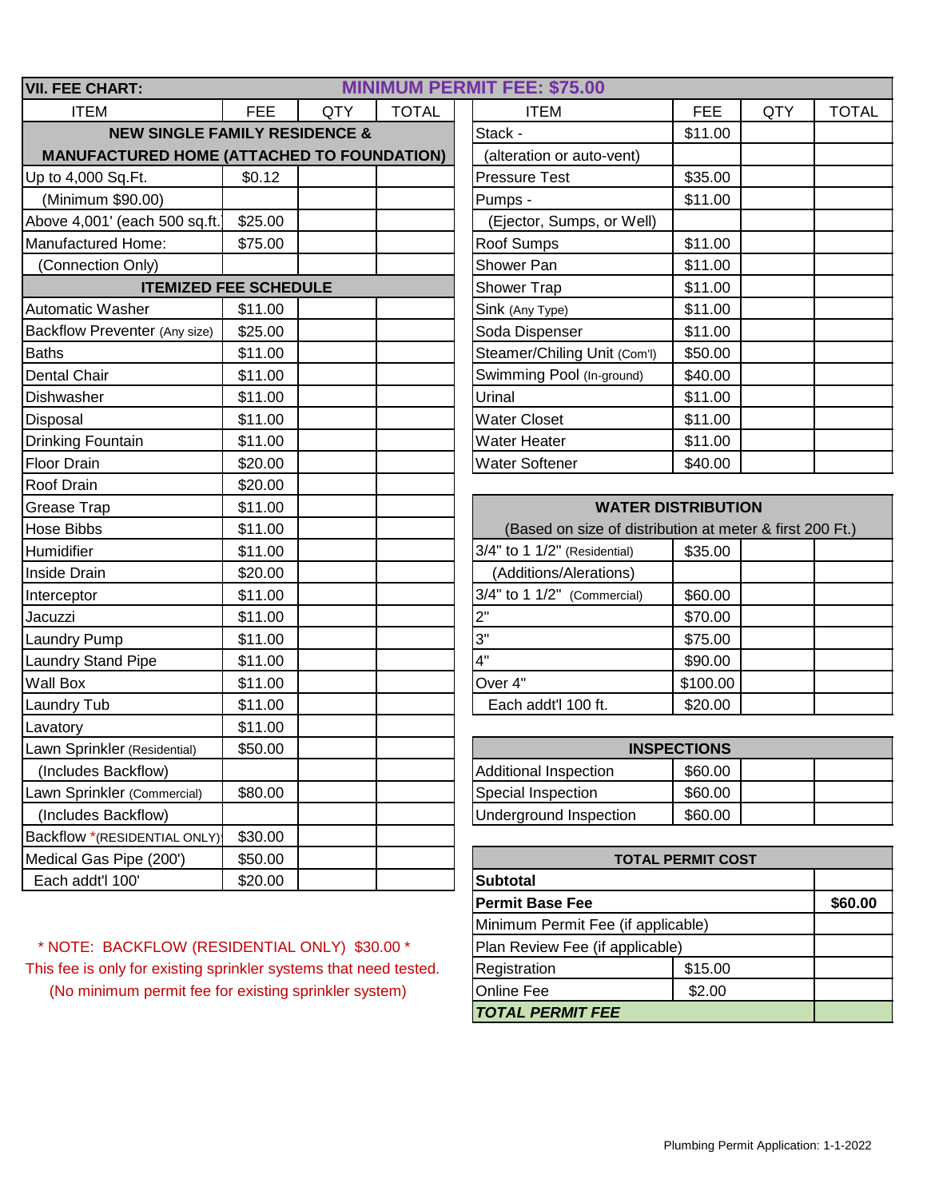## VII. FEE CHART: MINIMUM PERMIT FEE: $75.00

| ITEM | FEE | QTY | TOTAL |
|---|---|---|---|
| **NEW SINGLE FAMILY RESIDENCE & MANUFACTURED HOME (ATTACHED TO FOUNDATION)** | | | |
| Up to 4,000 Sq.Ft. | $0.12 | | |
| (Minimum $90.00) | | | |
| Above 4,001' (each 500 sq.ft.) | $25.00 | | |
| Manufactured Home: | $75.00 | | |
| (Connection Only) | | | |
| **ITEMIZED FEE SCHEDULE** | | | |
| Automatic Washer | $11.00 | | |
| Backflow Preventer (Any size) | $25.00 | | |
| Baths | $11.00 | | |
| Dental Chair | $11.00 | | |
| Dishwasher | $11.00 | | |
| Disposal | $11.00 | | |
| Drinking Fountain | $11.00 | | |
| Floor Drain | $20.00 | | |
| Roof Drain | $20.00 | | |
| Grease Trap | $11.00 | | |
| Hose Bibbs | $11.00 | | |
| Humidifier | $11.00 | | |
| Inside Drain | $20.00 | | |
| Interceptor | $11.00 | | |
| Jacuzzi | $11.00 | | |
| Laundry Pump | $11.00 | | |
| Laundry Stand Pipe | $11.00 | | |
| Wall Box | $11.00 | | |
| Laundry Tub | $11.00 | | |
| Lavatory | $11.00 | | |
| Lawn Sprinkler (Residential) | $50.00 | | |
| (Includes Backflow) | | | |
| Lawn Sprinkler (Commercial) | $80.00 | | |
| (Includes Backflow) | | | |
| Backflow *(RESIDENTIAL ONLY) | $30.00 | | |
| Medical Gas Pipe (200') | $50.00 | | |
| Each addt'l 100' | $20.00 | | |

* NOTE: BACKFLOW (RESIDENTIAL ONLY) $30.00 *
This fee is only for existing sprinkler systems that need tested.
(No minimum permit fee for existing sprinkler system)

| ITEM | FEE | QTY | TOTAL |
|---|---|---|---|
| Stack - | $11.00 | | |
| (alteration or auto-vent) | | | |
| Pressure Test | $35.00 | | |
| Pumps - | $11.00 | | |
| (Ejector, Sumps, or Well) | | | |
| Roof Sumps | $11.00 | | |
| Shower Pan | $11.00 | | |
| Shower Trap | $11.00 | | |
| Sink (Any Type) | $11.00 | | |
| Soda Dispenser | $11.00 | | |
| Steamer/Chiling Unit (Com'l) | $50.00 | | |
| Swimming Pool (In-ground) | $40.00 | | |
| Urinal | $11.00 | | |
| Water Closet | $11.00 | | |
| Water Heater | $11.00 | | |
| Water Softener | $40.00 | | |

| WATER DISTRIBUTION (Based on size of distribution at meter & first 200 Ft.) | | | |
|---|---|---|---|
| 3/4" to 1 1/2" (Residential) | $35.00 | | |
| (Additions/Alerations) | | | |
| 3/4" to 1 1/2" (Commercial) | $60.00 | | |
| 2" | $70.00 | | |
| 3" | $75.00 | | |
| 4" | $90.00 | | |
| Over 4" | $100.00 | | |
| Each addt'l 100 ft. | $20.00 | | |

| INSPECTIONS | | | |
|---|---|---|---|
| Additional Inspection | $60.00 | | |
| Special Inspection | $60.00 | | |
| Underground Inspection | $60.00 | | |

| TOTAL PERMIT COST | | |
|---|---|---|
| **Subtotal** | | |
| **Permit Base Fee** | | **$60.00** |
| Minimum Permit Fee (if applicable) | | |
| Plan Review Fee (if applicable) | | |
| Registration | $15.00 | |
| Online Fee | $2.00 | |
| ***TOTAL PERMIT FEE*** | | |

Plumbing Permit Application: 1-1-2022